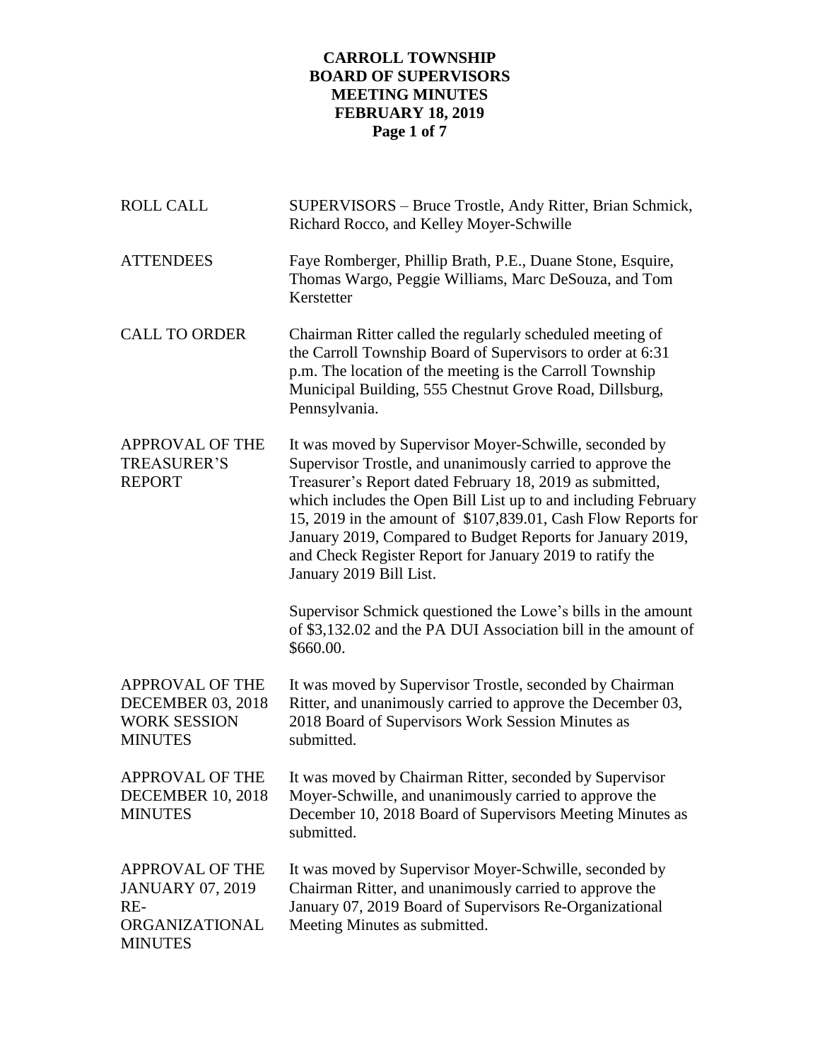# CARROLL TOWNSHIP
# BOARD OF SUPERVISORS
# MEETING MINUTES
# FEBRUARY 18, 2019

| | |
|---|---|
| ROLL CALL | SUPERVISORS – Bruce Trostle, Andy Ritter, Brian Schmick, Richard Rocco, and Kelley Moyer-Schwille |
| ATTENDEES | Faye Romberger, Phillip Brath, P.E., Duane Stone, Esquire, Thomas Wargo, Peggie Williams, Marc DeSouza, and Tom Kerstetter |
| CALL TO ORDER | Chairman Ritter called the regularly scheduled meeting of the Carroll Township Board of Supervisors to order at 6:31 p.m. The location of the meeting is the Carroll Township Municipal Building, 555 Chestnut Grove Road, Dillsburg, Pennsylvania. |
| APPROVAL OF THE TREASURER'S REPORT | It was moved by Supervisor Moyer-Schwille, seconded by Supervisor Trostle, and unanimously carried to approve the Treasurer's Report dated February 18, 2019 as submitted, which includes the Open Bill List up to and including February 15, 2019 in the amount of $107,839.01, Cash Flow Reports for January 2019, Compared to Budget Reports for January 2019, and Check Register Report for January 2019 to ratify the January 2019 Bill List.<br><br>Supervisor Schmick questioned the Lowe's bills in the amount of $3,132.02 and the PA DUI Association bill in the amount of $660.00. |
| APPROVAL OF THE DECEMBER 03, 2018 WORK SESSION MINUTES | It was moved by Supervisor Trostle, seconded by Chairman Ritter, and unanimously carried to approve the December 03, 2018 Board of Supervisors Work Session Minutes as submitted. |
| APPROVAL OF THE DECEMBER 10, 2018 MINUTES | It was moved by Chairman Ritter, seconded by Supervisor Moyer-Schwille, and unanimously carried to approve the December 10, 2018 Board of Supervisors Meeting Minutes as submitted. |
| APPROVAL OF THE JANUARY 07, 2019 RE-ORGANIZATIONAL MINUTES | It was moved by Supervisor Moyer-Schwille, seconded by Chairman Ritter, and unanimously carried to approve the January 07, 2019 Board of Supervisors Re-Organizational Meeting Minutes as submitted. |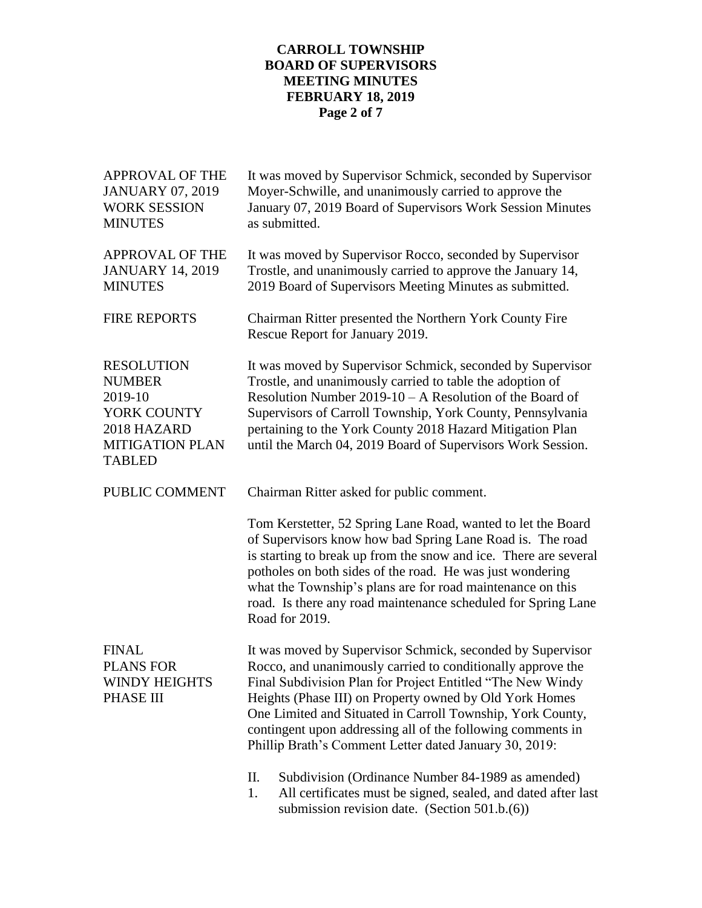**APPROVAL OF THE JANUARY 07, 2019 WORK SESSION MINUTES**

It was moved by Supervisor Schmick, seconded by Supervisor Moyer-Schwille, and unanimously carried to approve the January 07, 2019 Board of Supervisors Work Session Minutes as submitted.

**APPROVAL OF THE JANUARY 14, 2019 MINUTES**

It was moved by Supervisor Rocco, seconded by Supervisor Trostle, and unanimously carried to approve the January 14, 2019 Board of Supervisors Meeting Minutes as submitted.

**FIRE REPORTS**

Chairman Ritter presented the Northern York County Fire Rescue Report for January 2019.

**RESOLUTION NUMBER 2019-10 YORK COUNTY 2018 HAZARD MITIGATION PLAN TABLED**

It was moved by Supervisor Schmick, seconded by Supervisor Trostle, and unanimously carried to table the adoption of Resolution Number 2019-10 – A Resolution of the Board of Supervisors of Carroll Township, York County, Pennsylvania pertaining to the York County 2018 Hazard Mitigation Plan until the March 04, 2019 Board of Supervisors Work Session.

**PUBLIC COMMENT**

Chairman Ritter asked for public comment.

Tom Kerstetter, 52 Spring Lane Road, wanted to let the Board of Supervisors know how bad Spring Lane Road is. The road is starting to break up from the snow and ice. There are several potholes on both sides of the road. He was just wondering what the Township's plans are for road maintenance on this road. Is there any road maintenance scheduled for Spring Lane Road for 2019.

**FINAL PLANS FOR WINDY HEIGHTS PHASE III**

It was moved by Supervisor Schmick, seconded by Supervisor Rocco, and unanimously carried to conditionally approve the Final Subdivision Plan for Project Entitled "The New Windy Heights (Phase III) on Property owned by Old York Homes One Limited and Situated in Carroll Township, York County, contingent upon addressing all of the following comments in Phillip Brath's Comment Letter dated January 30, 2019:

II. Subdivision (Ordinance Number 84-1989 as amended)

1. All certificates must be signed, sealed, and dated after last submission revision date. (Section 501.b.(6))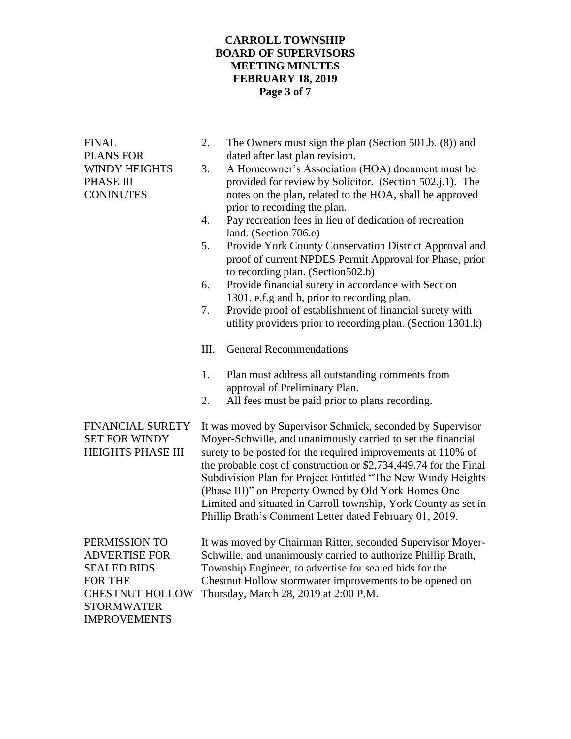**FINAL PLANS FOR WINDY HEIGHTS PHASE III CONINUTES**

2. The Owners must sign the plan (Section 501.b. (8)) and dated after last plan revision.
3. A Homeowner's Association (HOA) document must be provided for review by Solicitor. (Section 502.j.1). The notes on the plan, related to the HOA, shall be approved prior to recording the plan.
4. Pay recreation fees in lieu of dedication of recreation land. (Section 706.e)
5. Provide York County Conservation District Approval and proof of current NPDES Permit Approval for Phase, prior to recording plan. (Section502.b)
6. Provide financial surety in accordance with Section 1301. e.f.g and h, prior to recording plan.
7. Provide proof of establishment of financial surety with utility providers prior to recording plan. (Section 1301.k)

III. General Recommendations

1. Plan must address all outstanding comments from approval of Preliminary Plan.
2. All fees must be paid prior to plans recording.

**FINANCIAL SURETY SET FOR WINDY HEIGHTS PHASE III**

It was moved by Supervisor Schmick, seconded by Supervisor Moyer-Schwille, and unanimously carried to set the financial surety to be posted for the required improvements at 110% of the probable cost of construction or $2,734,449.74 for the Final Subdivision Plan for Project Entitled "The New Windy Heights (Phase III)" on Property Owned by Old York Homes One Limited and situated in Carroll township, York County as set in Phillip Brath's Comment Letter dated February 01, 2019.

**PERMISSION TO ADVERTISE FOR SEALED BIDS FOR THE CHESTNUT HOLLOW STORMWATER IMPROVEMENTS**

It was moved by Chairman Ritter, seconded Supervisor Moyer-Schwille, and unanimously carried to authorize Phillip Brath, Township Engineer, to advertise for sealed bids for the Chestnut Hollow stormwater improvements to be opened on Thursday, March 28, 2019 at 2:00 P.M.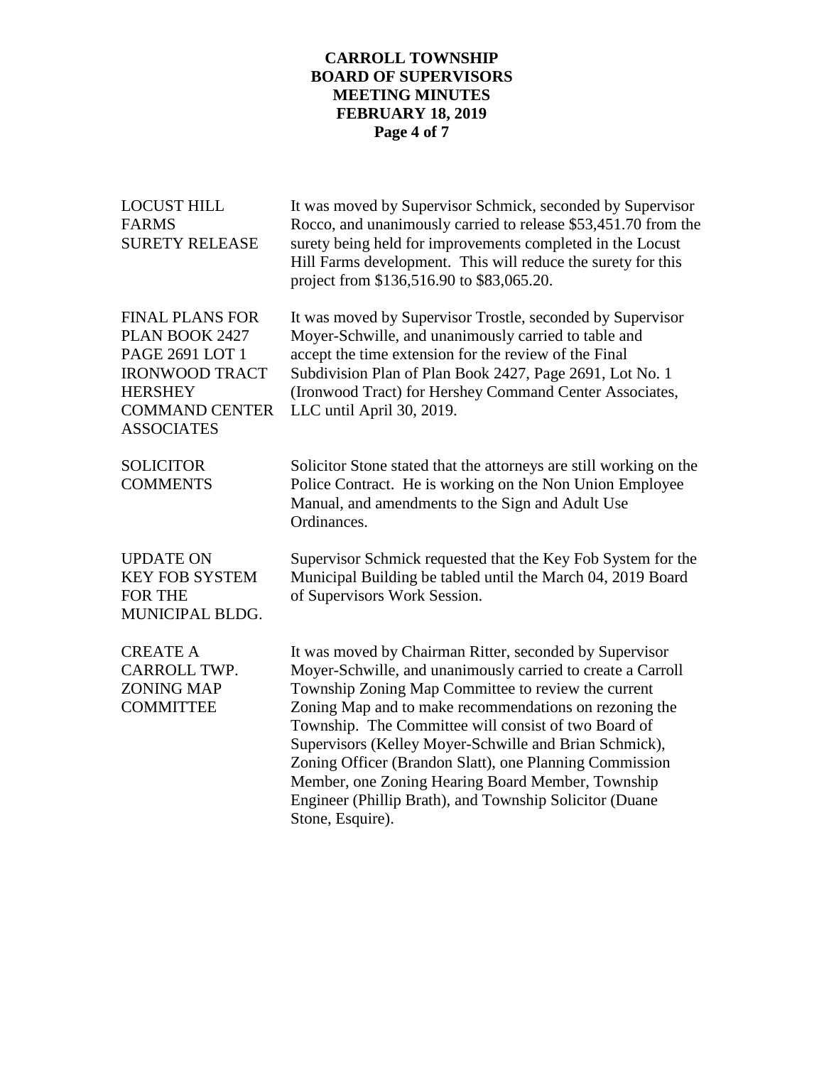**LOCUST HILL FARMS SURETY RELEASE**

It was moved by Supervisor Schmick, seconded by Supervisor Rocco, and unanimously carried to release $53,451.70 from the surety being held for improvements completed in the Locust Hill Farms development. This will reduce the surety for this project from $136,516.90 to $83,065.20.

**FINAL PLANS FOR PLAN BOOK 2427 PAGE 2691 LOT 1 IRONWOOD TRACT HERSHEY COMMAND CENTER ASSOCIATES**

It was moved by Supervisor Trostle, seconded by Supervisor Moyer-Schwille, and unanimously carried to table and accept the time extension for the review of the Final Subdivision Plan of Plan Book 2427, Page 2691, Lot No. 1 (Ironwood Tract) for Hershey Command Center Associates, LLC until April 30, 2019.

**SOLICITOR COMMENTS**

Solicitor Stone stated that the attorneys are still working on the Police Contract. He is working on the Non Union Employee Manual, and amendments to the Sign and Adult Use Ordinances.

**UPDATE ON KEY FOB SYSTEM FOR THE MUNICIPAL BLDG.**

Supervisor Schmick requested that the Key Fob System for the Municipal Building be tabled until the March 04, 2019 Board of Supervisors Work Session.

**CREATE A CARROLL TWP. ZONING MAP COMMITTEE**

It was moved by Chairman Ritter, seconded by Supervisor Moyer-Schwille, and unanimously carried to create a Carroll Township Zoning Map Committee to review the current Zoning Map and to make recommendations on rezoning the Township. The Committee will consist of two Board of Supervisors (Kelley Moyer-Schwille and Brian Schmick), Zoning Officer (Brandon Slatt), one Planning Commission Member, one Zoning Hearing Board Member, Township Engineer (Phillip Brath), and Township Solicitor (Duane Stone, Esquire).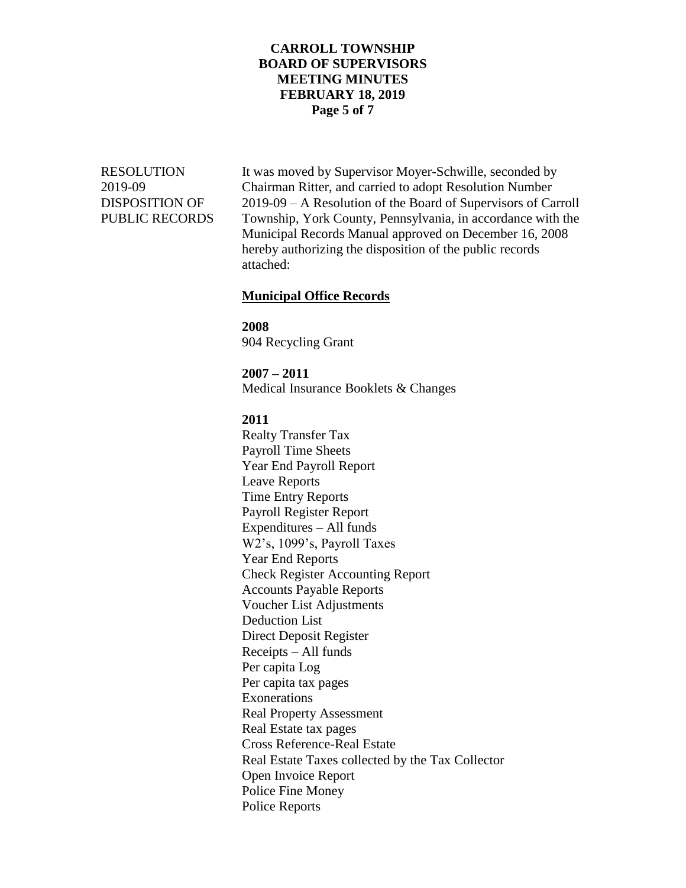RESOLUTION 2019-09 DISPOSITION OF PUBLIC RECORDS

It was moved by Supervisor Moyer-Schwille, seconded by Chairman Ritter, and carried to adopt Resolution Number 2019-09 – A Resolution of the Board of Supervisors of Carroll Township, York County, Pennsylvania, in accordance with the Municipal Records Manual approved on December 16, 2008 hereby authorizing the disposition of the public records attached:

**Municipal Office Records**

**2008**
904 Recycling Grant

**2007 – 2011**
Medical Insurance Booklets & Changes

**2011**
Realty Transfer Tax
Payroll Time Sheets
Year End Payroll Report
Leave Reports
Time Entry Reports
Payroll Register Report
Expenditures – All funds
W2's, 1099's, Payroll Taxes
Year End Reports
Check Register Accounting Report
Accounts Payable Reports
Voucher List Adjustments
Deduction List
Direct Deposit Register
Receipts – All funds
Per capita Log
Per capita tax pages
Exonerations
Real Property Assessment
Real Estate tax pages
Cross Reference-Real Estate
Real Estate Taxes collected by the Tax Collector
Open Invoice Report
Police Fine Money
Police Reports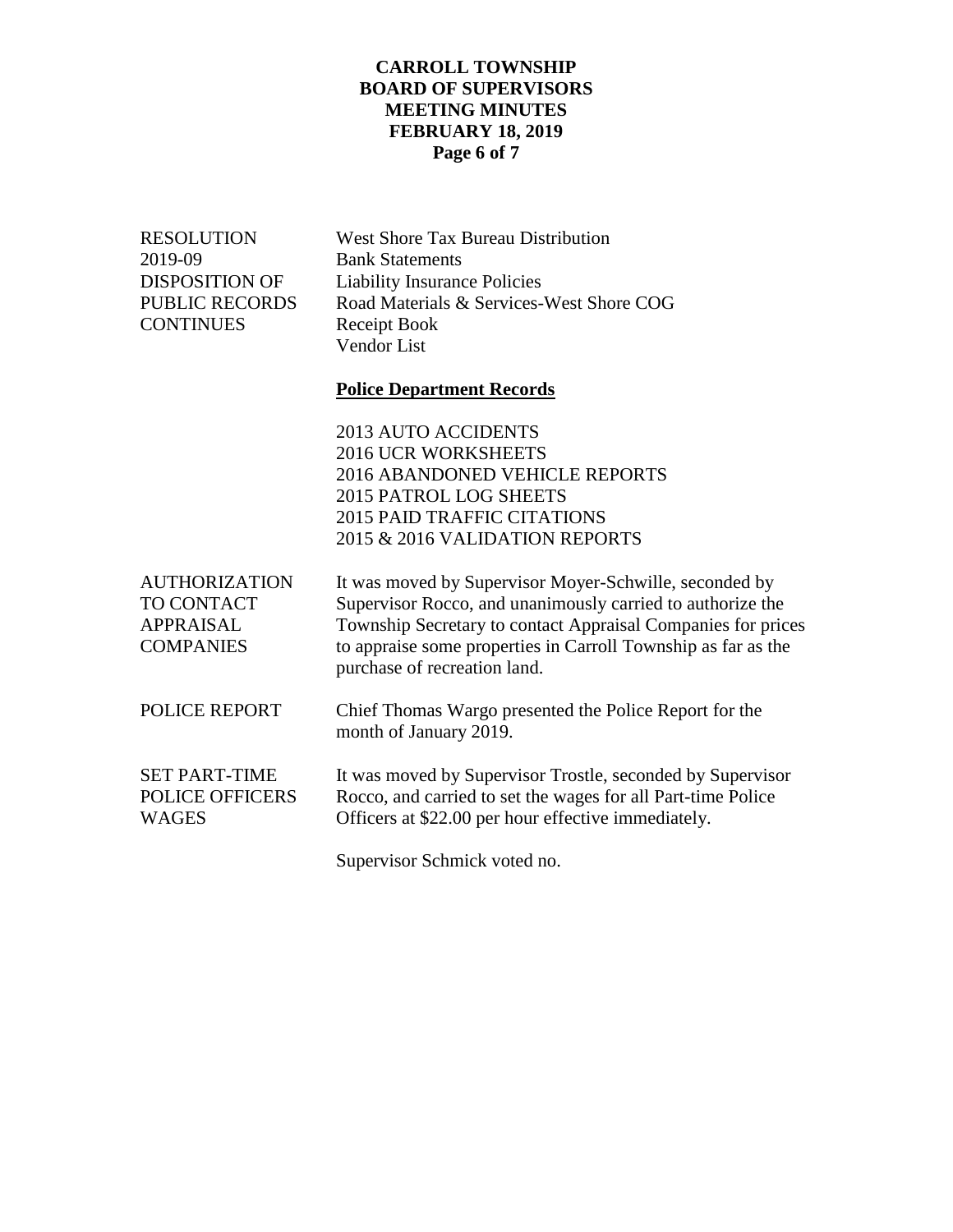**RESOLUTION 2019-09 DISPOSITION OF PUBLIC RECORDS CONTINUES**

West Shore Tax Bureau Distribution
Bank Statements
Liability Insurance Policies
Road Materials & Services-West Shore COG
Receipt Book
Vendor List

**Police Department Records**

2013 AUTO ACCIDENTS
2016 UCR WORKSHEETS
2016 ABANDONED VEHICLE REPORTS
2015 PATROL LOG SHEETS
2015 PAID TRAFFIC CITATIONS
2015 & 2016 VALIDATION REPORTS

**AUTHORIZATION TO CONTACT APPRAISAL COMPANIES**

It was moved by Supervisor Moyer-Schwille, seconded by Supervisor Rocco, and unanimously carried to authorize the Township Secretary to contact Appraisal Companies for prices to appraise some properties in Carroll Township as far as the purchase of recreation land.

**POLICE REPORT**

Chief Thomas Wargo presented the Police Report for the month of January 2019.

**SET PART-TIME POLICE OFFICERS WAGES**

It was moved by Supervisor Trostle, seconded by Supervisor Rocco, and carried to set the wages for all Part-time Police Officers at $22.00 per hour effective immediately.

Supervisor Schmick voted no.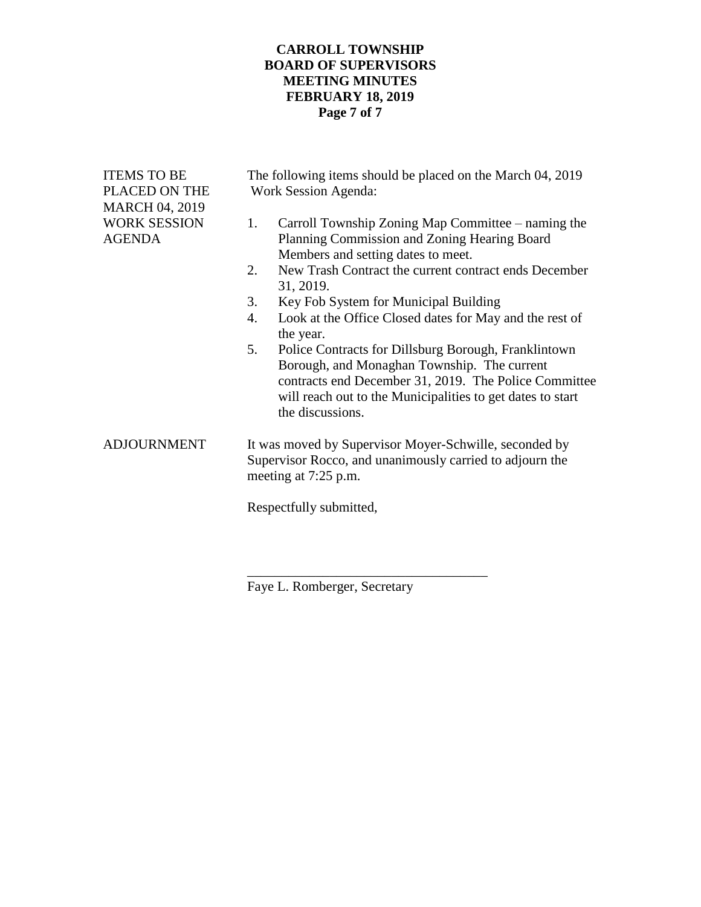**ITEMS TO BE PLACED ON THE MARCH 04, 2019 WORK SESSION AGENDA**

The following items should be placed on the March 04, 2019 Work Session Agenda:

1. Carroll Township Zoning Map Committee – naming the Planning Commission and Zoning Hearing Board Members and setting dates to meet.
2. New Trash Contract the current contract ends December 31, 2019.
3. Key Fob System for Municipal Building
4. Look at the Office Closed dates for May and the rest of the year.
5. Police Contracts for Dillsburg Borough, Franklintown Borough, and Monaghan Township. The current contracts end December 31, 2019. The Police Committee will reach out to the Municipalities to get dates to start the discussions.

**ADJOURNMENT**

It was moved by Supervisor Moyer-Schwille, seconded by Supervisor Rocco, and unanimously carried to adjourn the meeting at 7:25 p.m.

Respectfully submitted,

___________________________________

Faye L. Romberger, Secretary